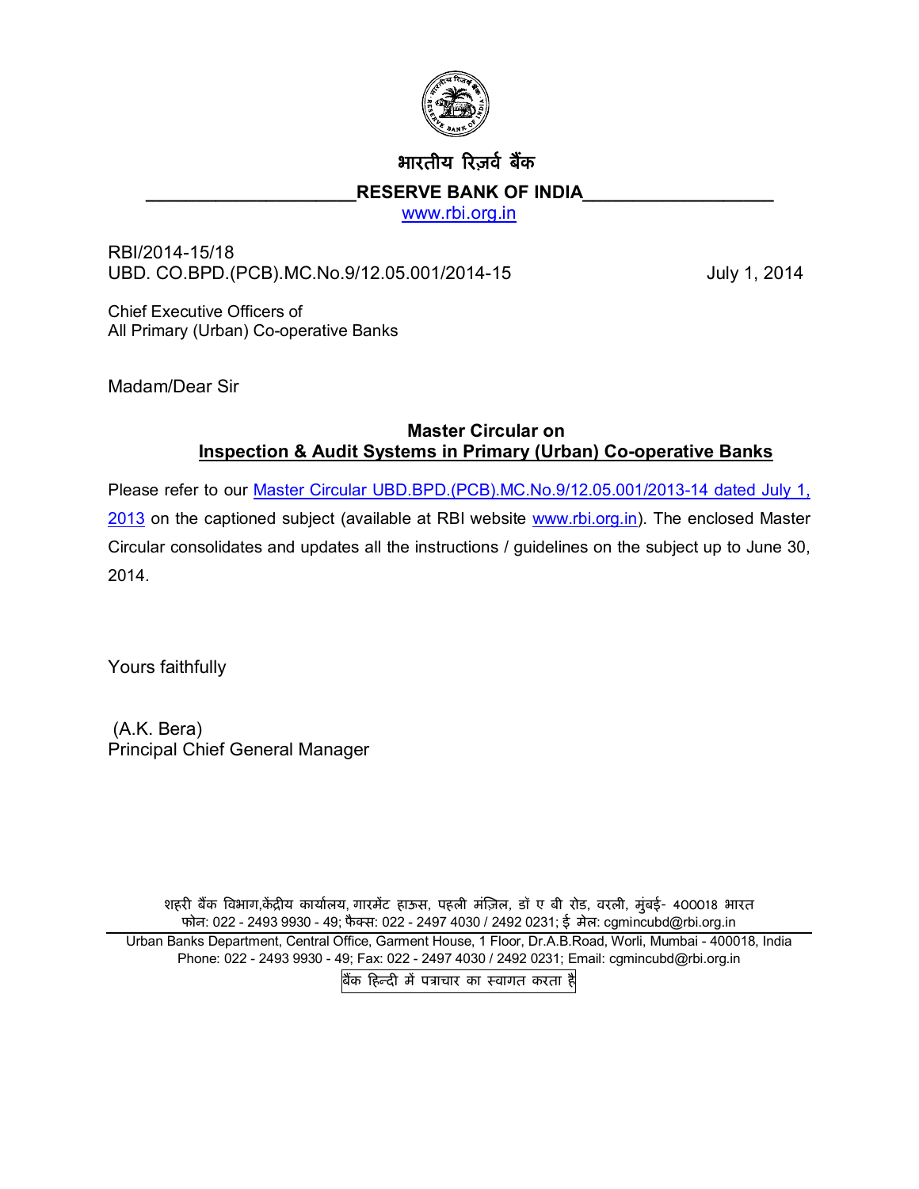भारतीय रिज़र्व बैंक

**RESERVE BANK OF INDIA**

www.rbi.org.in

RBI/2014-15/18
UBD. CO.BPD.(PCB).MC.No.9/12.05.001/2014-15 July 1, 2014

Chief Executive Officers of
All Primary (Urban) Co-operative Banks

Madam/Dear Sir

## Master Circular on
## Inspection & Audit Systems in Primary (Urban) Co-operative Banks

Please refer to our Master Circular UBD.BPD.(PCB).MC.No.9/12.05.001/2013-14 dated July 1, 2013 on the captioned subject (available at RBI website www.rbi.org.in). The enclosed Master Circular consolidates and updates all the instructions / guidelines on the subject up to June 30, 2014.

Yours faithfully

(A.K. Bera)
Principal Chief General Manager

शहरी बैंक विभाग,केंद्रीय कार्यालय, गारमेंट हाऊस, पहली मंज़िल, डॉ ए बी रोड, वरली, मुंबई- 400018 भारत
फोन: 022 - 2493 9930 - 49; फैक्स: 022 - 2497 4030 / 2492 0231; ई मेल: cgmincubd@rbi.org.in

Urban Banks Department, Central Office, Garment House, 1 Floor, Dr.A.B.Road, Worli, Mumbai - 400018, India
Phone: 022 - 2493 9930 - 49; Fax: 022 - 2497 4030 / 2492 0231; Email: cgmincubd@rbi.org.in

बैंक हिन्दी में पत्राचार का स्वागत करता है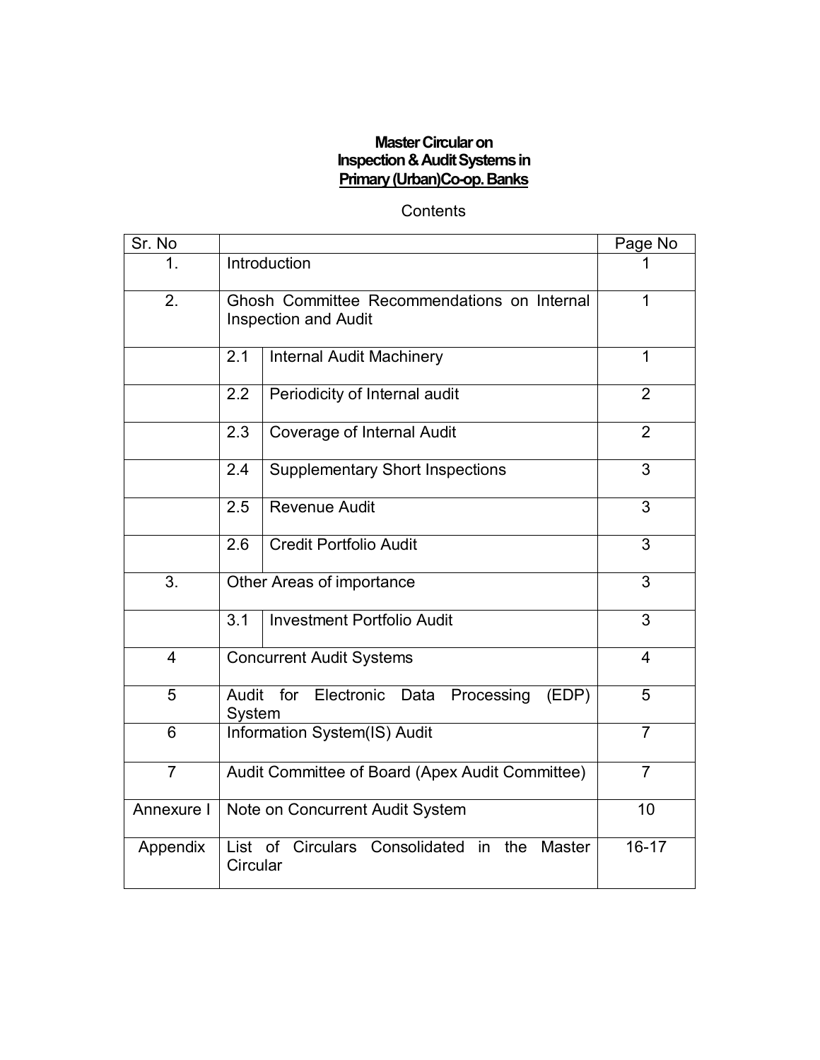**Master Circular on**
**Inspection & Audit Systems in**
**Primary (Urban)Co-op. Banks**

Contents

| Sr. No | | | Page No |
|---|---|---|---|
| 1. | Introduction | | 1 |
| 2. | Ghosh Committee Recommendations on Internal Inspection and Audit | | 1 |
| | 2.1 | Internal Audit Machinery | 1 |
| | 2.2 | Periodicity of Internal audit | 2 |
| | 2.3 | Coverage of Internal Audit | 2 |
| | 2.4 | Supplementary Short Inspections | 3 |
| | 2.5 | Revenue Audit | 3 |
| | 2.6 | Credit Portfolio Audit | 3 |
| 3. | Other Areas of importance | | 3 |
| | 3.1 | Investment Portfolio Audit | 3 |
| 4 | Concurrent Audit Systems | | 4 |
| 5 | Audit for Electronic Data Processing (EDP) System | | 5 |
| 6 | Information System(IS) Audit | | 7 |
| 7 | Audit Committee of Board (Apex Audit Committee) | | 7 |
| Annexure I | Note on Concurrent Audit System | | 10 |
| Appendix | List of Circulars Consolidated in the Master Circular | | 16-17 |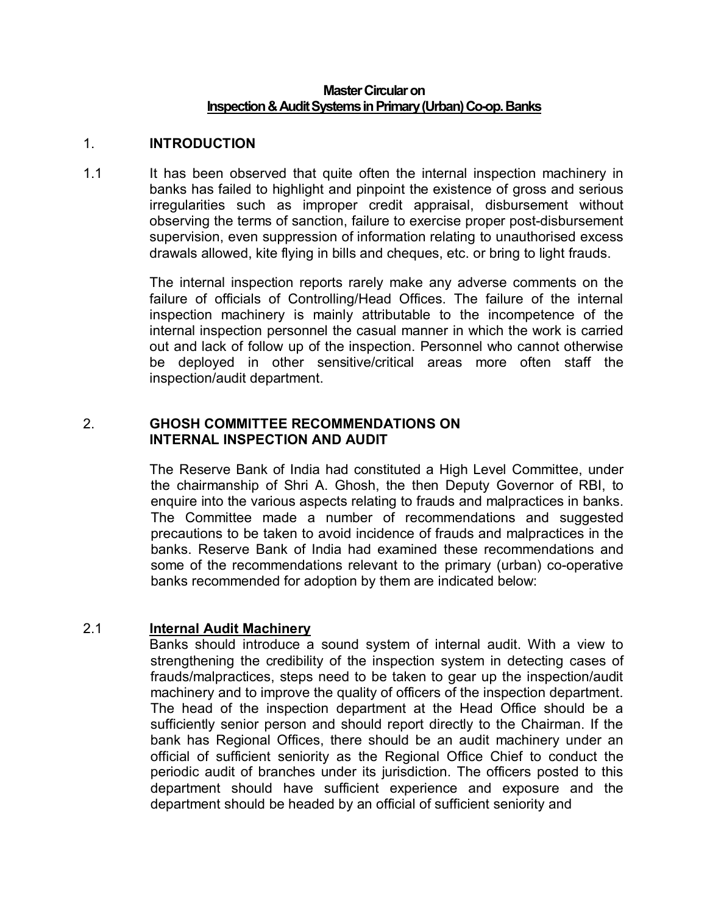**Master Circular on**
**Inspection & Audit Systems in Primary (Urban) Co-op. Banks**

## 1. INTRODUCTION

1.1 It has been observed that quite often the internal inspection machinery in banks has failed to highlight and pinpoint the existence of gross and serious irregularities such as improper credit appraisal, disbursement without observing the terms of sanction, failure to exercise proper post-disbursement supervision, even suppression of information relating to unauthorised excess drawals allowed, kite flying in bills and cheques, etc. or bring to light frauds.

The internal inspection reports rarely make any adverse comments on the failure of officials of Controlling/Head Offices. The failure of the internal inspection machinery is mainly attributable to the incompetence of the internal inspection personnel the casual manner in which the work is carried out and lack of follow up of the inspection. Personnel who cannot otherwise be deployed in other sensitive/critical areas more often staff the inspection/audit department.

## 2. GHOSH COMMITTEE RECOMMENDATIONS ON INTERNAL INSPECTION AND AUDIT

The Reserve Bank of India had constituted a High Level Committee, under the chairmanship of Shri A. Ghosh, the then Deputy Governor of RBI, to enquire into the various aspects relating to frauds and malpractices in banks. The Committee made a number of recommendations and suggested precautions to be taken to avoid incidence of frauds and malpractices in the banks. Reserve Bank of India had examined these recommendations and some of the recommendations relevant to the primary (urban) co-operative banks recommended for adoption by them are indicated below:

### 2.1 Internal Audit Machinery

Banks should introduce a sound system of internal audit. With a view to strengthening the credibility of the inspection system in detecting cases of frauds/malpractices, steps need to be taken to gear up the inspection/audit machinery and to improve the quality of officers of the inspection department. The head of the inspection department at the Head Office should be a sufficiently senior person and should report directly to the Chairman. If the bank has Regional Offices, there should be an audit machinery under an official of sufficient seniority as the Regional Office Chief to conduct the periodic audit of branches under its jurisdiction. The officers posted to this department should have sufficient experience and exposure and the department should be headed by an official of sufficient seniority and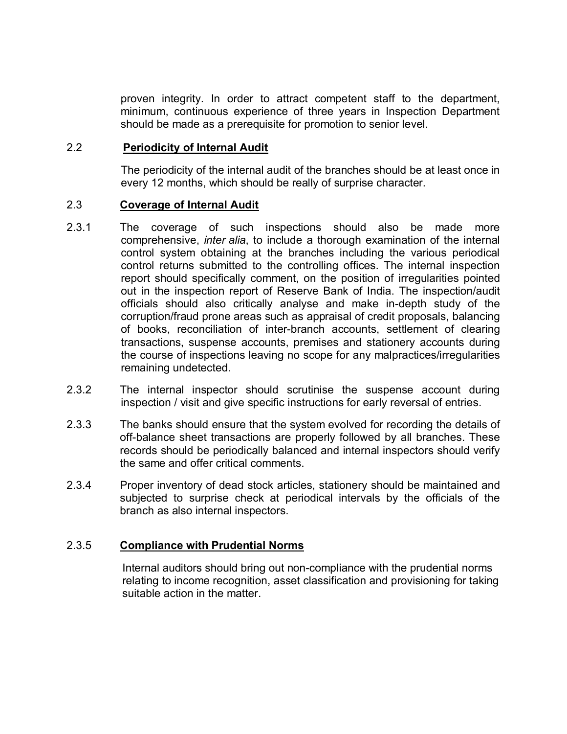proven integrity. In order to attract competent staff to the department, minimum, continuous experience of three years in Inspection Department should be made as a prerequisite for promotion to senior level.

### 2.2 Periodicity of Internal Audit

The periodicity of the internal audit of the branches should be at least once in every 12 months, which should be really of surprise character.

### 2.3 Coverage of Internal Audit

2.3.1 The coverage of such inspections should also be made more comprehensive, *inter alia*, to include a thorough examination of the internal control system obtaining at the branches including the various periodical control returns submitted to the controlling offices. The internal inspection report should specifically comment, on the position of irregularities pointed out in the inspection report of Reserve Bank of India. The inspection/audit officials should also critically analyse and make in-depth study of the corruption/fraud prone areas such as appraisal of credit proposals, balancing of books, reconciliation of inter-branch accounts, settlement of clearing transactions, suspense accounts, premises and stationery accounts during the course of inspections leaving no scope for any malpractices/irregularities remaining undetected.

2.3.2 The internal inspector should scrutinise the suspense account during inspection / visit and give specific instructions for early reversal of entries.

2.3.3 The banks should ensure that the system evolved for recording the details of off-balance sheet transactions are properly followed by all branches. These records should be periodically balanced and internal inspectors should verify the same and offer critical comments.

2.3.4 Proper inventory of dead stock articles, stationery should be maintained and subjected to surprise check at periodical intervals by the officials of the branch as also internal inspectors.

#### 2.3.5 Compliance with Prudential Norms

Internal auditors should bring out non-compliance with the prudential norms relating to income recognition, asset classification and provisioning for taking suitable action in the matter.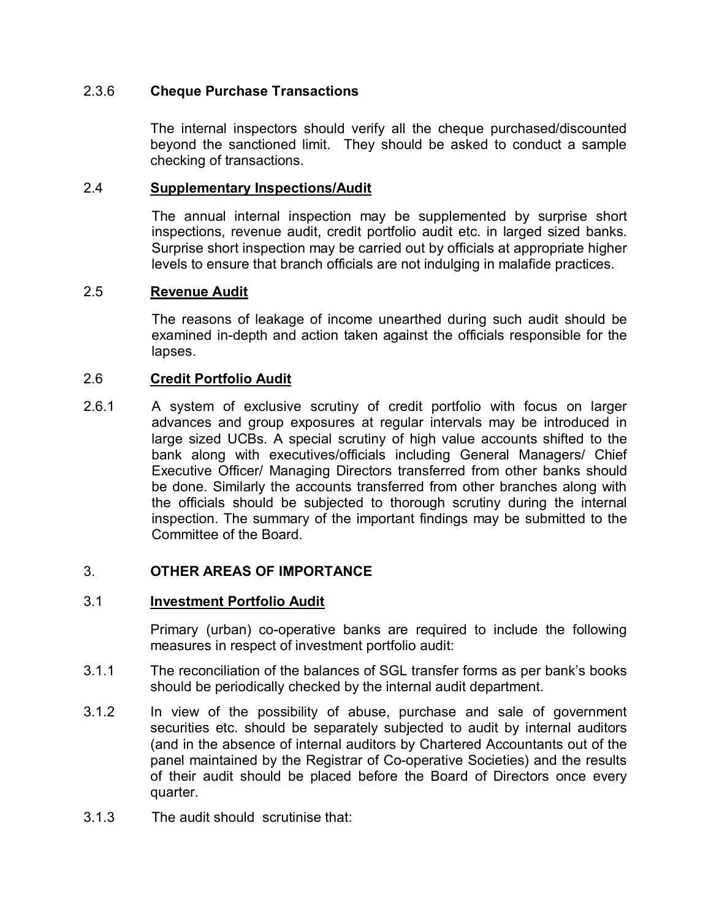### 2.3.6 Cheque Purchase Transactions

The internal inspectors should verify all the cheque purchased/discounted beyond the sanctioned limit. They should be asked to conduct a sample checking of transactions.

### 2.4 Supplementary Inspections/Audit

The annual internal inspection may be supplemented by surprise short inspections, revenue audit, credit portfolio audit etc. in larged sized banks. Surprise short inspection may be carried out by officials at appropriate higher levels to ensure that branch officials are not indulging in malafide practices.

### 2.5 Revenue Audit

The reasons of leakage of income unearthed during such audit should be examined in-depth and action taken against the officials responsible for the lapses.

### 2.6 Credit Portfolio Audit

2.6.1 A system of exclusive scrutiny of credit portfolio with focus on larger advances and group exposures at regular intervals may be introduced in large sized UCBs. A special scrutiny of high value accounts shifted to the bank along with executives/officials including General Managers/ Chief Executive Officer/ Managing Directors transferred from other banks should be done. Similarly the accounts transferred from other branches along with the officials should be subjected to thorough scrutiny during the internal inspection. The summary of the important findings may be submitted to the Committee of the Board.

## 3. OTHER AREAS OF IMPORTANCE

### 3.1 Investment Portfolio Audit

Primary (urban) co-operative banks are required to include the following measures in respect of investment portfolio audit:

3.1.1 The reconciliation of the balances of SGL transfer forms as per bank's books should be periodically checked by the internal audit department.

3.1.2 In view of the possibility of abuse, purchase and sale of government securities etc. should be separately subjected to audit by internal auditors (and in the absence of internal auditors by Chartered Accountants out of the panel maintained by the Registrar of Co-operative Societies) and the results of their audit should be placed before the Board of Directors once every quarter.

3.1.3 The audit should scrutinise that: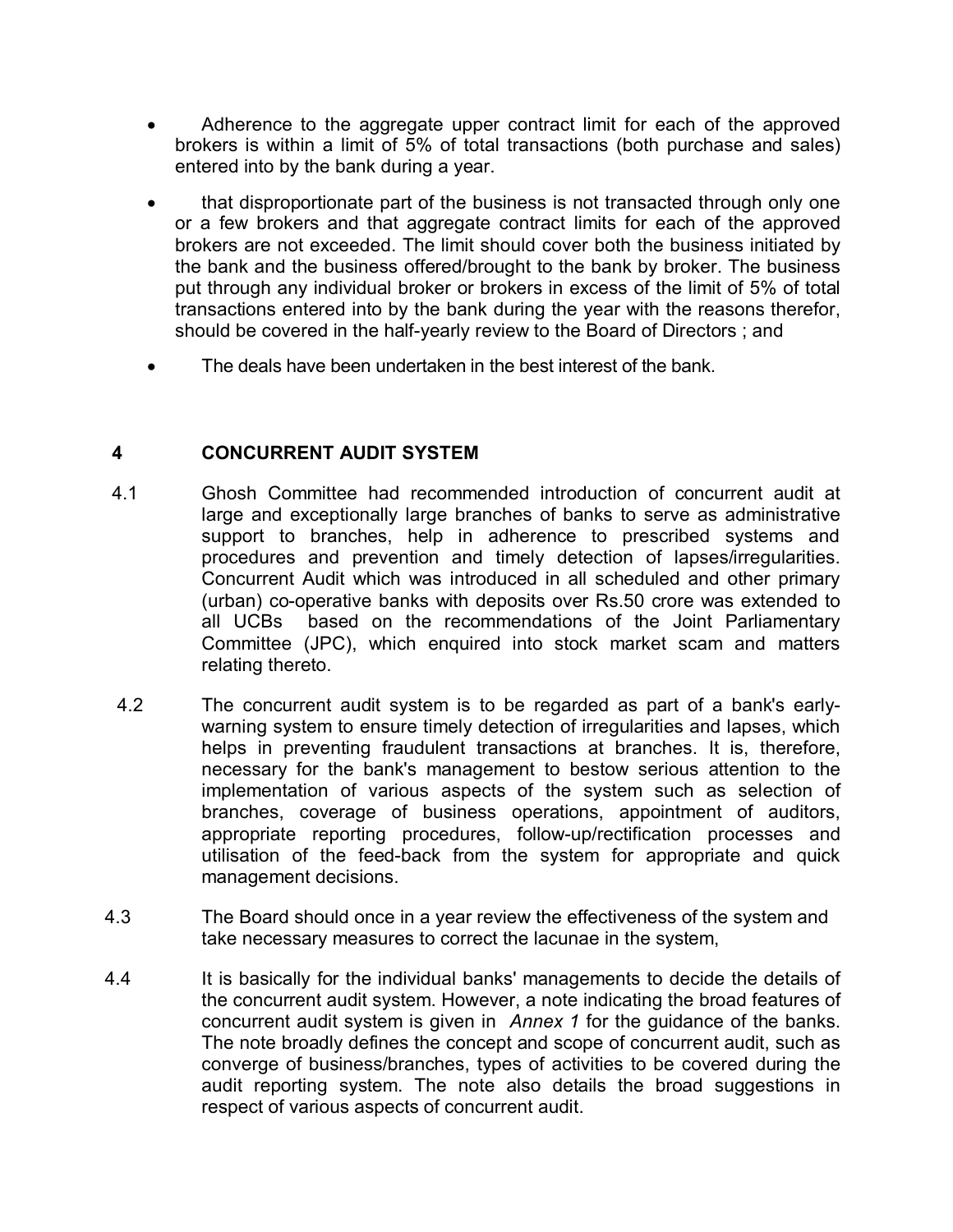- Adherence to the aggregate upper contract limit for each of the approved brokers is within a limit of 5% of total transactions (both purchase and sales) entered into by the bank during a year.
- that disproportionate part of the business is not transacted through only one or a few brokers and that aggregate contract limits for each of the approved brokers are not exceeded. The limit should cover both the business initiated by the bank and the business offered/brought to the bank by broker. The business put through any individual broker or brokers in excess of the limit of 5% of total transactions entered into by the bank during the year with the reasons therefor, should be covered in the half-yearly review to the Board of Directors ; and
- The deals have been undertaken in the best interest of the bank.

## 4 CONCURRENT AUDIT SYSTEM

4.1 Ghosh Committee had recommended introduction of concurrent audit at large and exceptionally large branches of banks to serve as administrative support to branches, help in adherence to prescribed systems and procedures and prevention and timely detection of lapses/irregularities. Concurrent Audit which was introduced in all scheduled and other primary (urban) co-operative banks with deposits over Rs.50 crore was extended to all UCBs based on the recommendations of the Joint Parliamentary Committee (JPC), which enquired into stock market scam and matters relating thereto.

4.2 The concurrent audit system is to be regarded as part of a bank's early-warning system to ensure timely detection of irregularities and lapses, which helps in preventing fraudulent transactions at branches. It is, therefore, necessary for the bank's management to bestow serious attention to the implementation of various aspects of the system such as selection of branches, coverage of business operations, appointment of auditors, appropriate reporting procedures, follow-up/rectification processes and utilisation of the feed-back from the system for appropriate and quick management decisions.

4.3 The Board should once in a year review the effectiveness of the system and take necessary measures to correct the lacunae in the system,

4.4 It is basically for the individual banks' managements to decide the details of the concurrent audit system. However, a note indicating the broad features of concurrent audit system is given in *Annex 1* for the guidance of the banks. The note broadly defines the concept and scope of concurrent audit, such as converge of business/branches, types of activities to be covered during the audit reporting system. The note also details the broad suggestions in respect of various aspects of concurrent audit.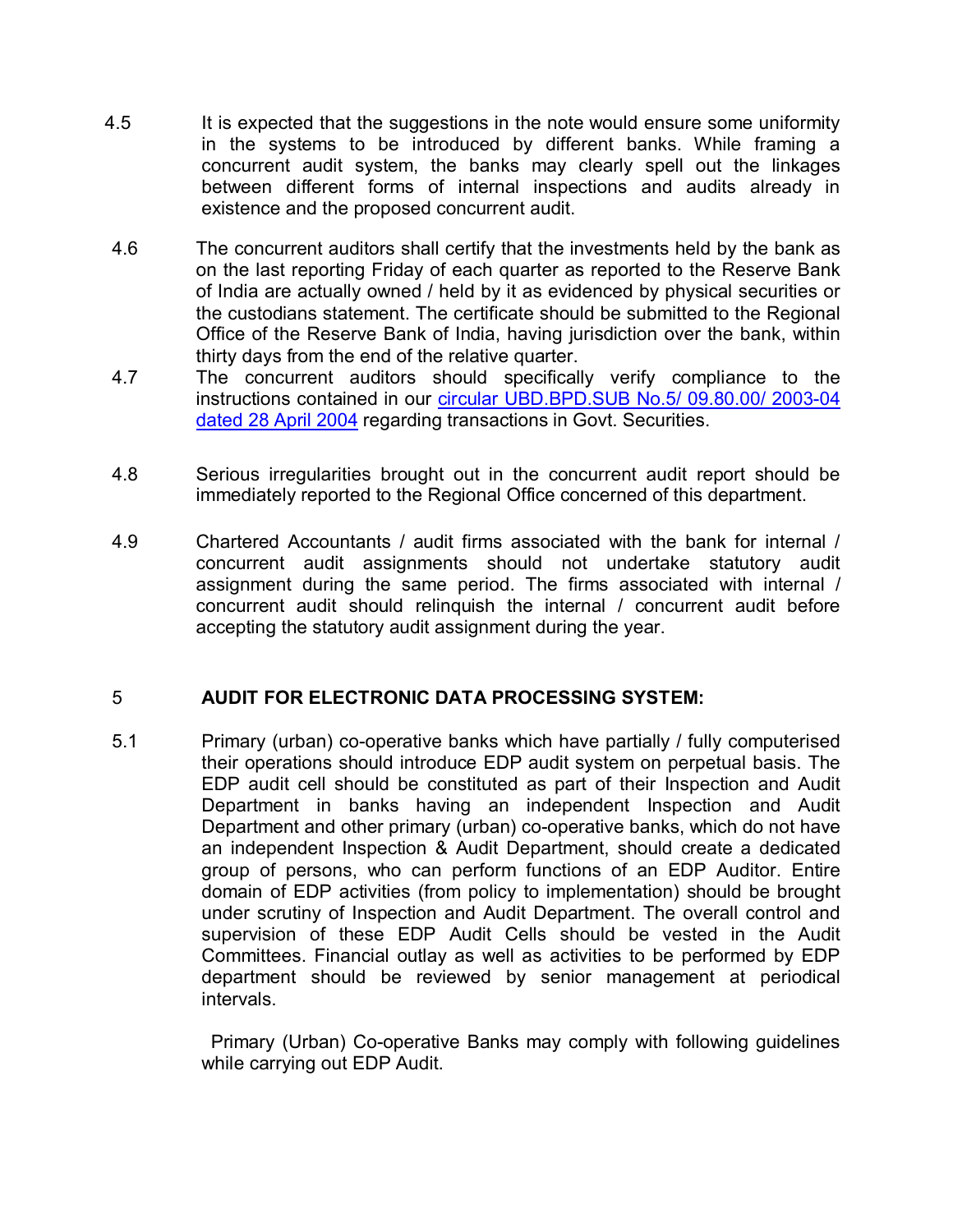4.5 It is expected that the suggestions in the note would ensure some uniformity in the systems to be introduced by different banks. While framing a concurrent audit system, the banks may clearly spell out the linkages between different forms of internal inspections and audits already in existence and the proposed concurrent audit.

4.6 The concurrent auditors shall certify that the investments held by the bank as on the last reporting Friday of each quarter as reported to the Reserve Bank of India are actually owned / held by it as evidenced by physical securities or the custodians statement. The certificate should be submitted to the Regional Office of the Reserve Bank of India, having jurisdiction over the bank, within thirty days from the end of the relative quarter.

4.7 The concurrent auditors should specifically verify compliance to the instructions contained in our circular UBD.BPD.SUB No.5/ 09.80.00/ 2003-04 dated 28 April 2004 regarding transactions in Govt. Securities.

4.8 Serious irregularities brought out in the concurrent audit report should be immediately reported to the Regional Office concerned of this department.

4.9 Chartered Accountants / audit firms associated with the bank for internal / concurrent audit assignments should not undertake statutory audit assignment during the same period. The firms associated with internal / concurrent audit should relinquish the internal / concurrent audit before accepting the statutory audit assignment during the year.

## 5 AUDIT FOR ELECTRONIC DATA PROCESSING SYSTEM:

5.1 Primary (urban) co-operative banks which have partially / fully computerised their operations should introduce EDP audit system on perpetual basis. The EDP audit cell should be constituted as part of their Inspection and Audit Department in banks having an independent Inspection and Audit Department and other primary (urban) co-operative banks, which do not have an independent Inspection & Audit Department, should create a dedicated group of persons, who can perform functions of an EDP Auditor. Entire domain of EDP activities (from policy to implementation) should be brought under scrutiny of Inspection and Audit Department. The overall control and supervision of these EDP Audit Cells should be vested in the Audit Committees. Financial outlay as well as activities to be performed by EDP department should be reviewed by senior management at periodical intervals.

Primary (Urban) Co-operative Banks may comply with following guidelines while carrying out EDP Audit.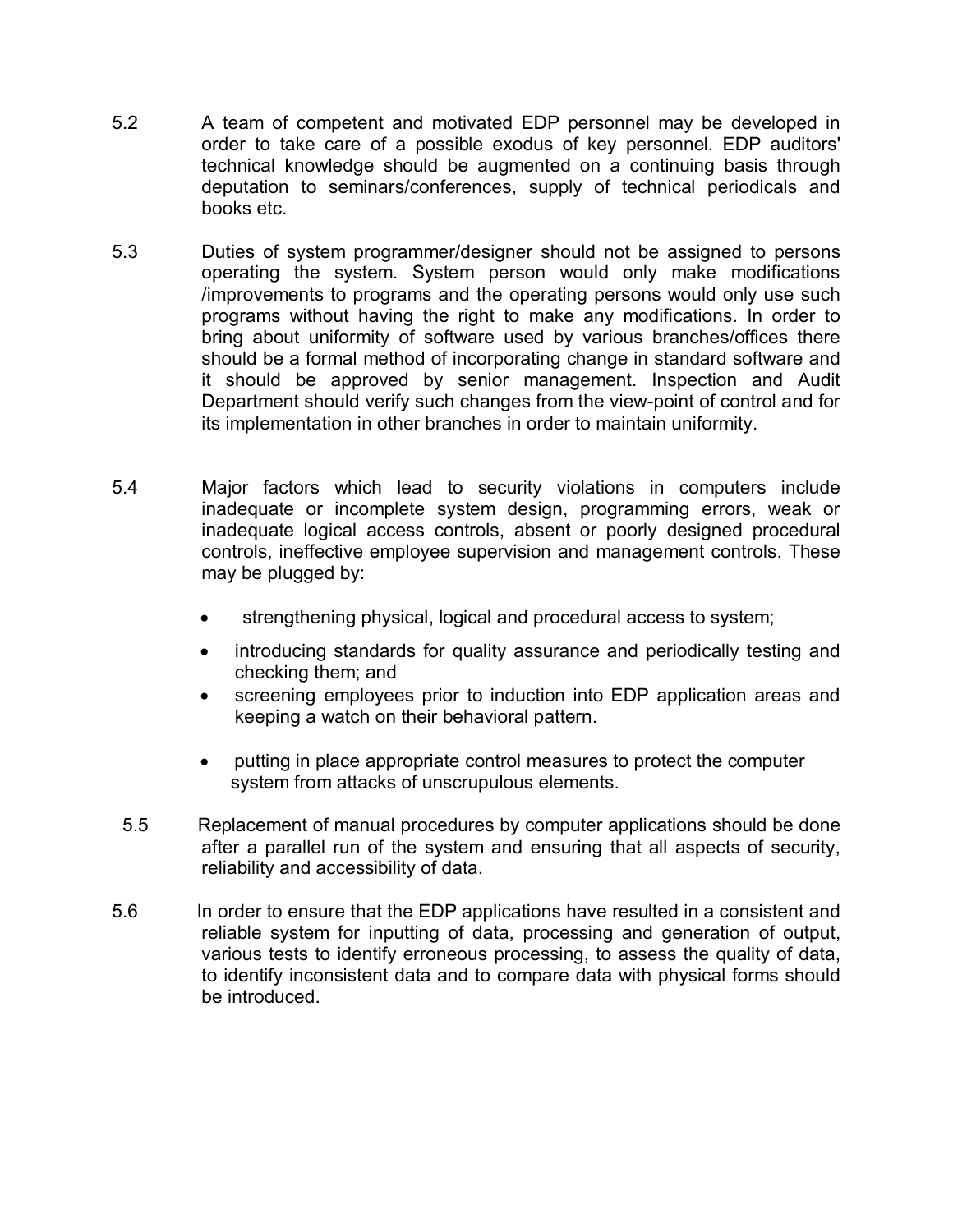5.2 A team of competent and motivated EDP personnel may be developed in order to take care of a possible exodus of key personnel. EDP auditors' technical knowledge should be augmented on a continuing basis through deputation to seminars/conferences, supply of technical periodicals and books etc.

5.3 Duties of system programmer/designer should not be assigned to persons operating the system. System person would only make modifications /improvements to programs and the operating persons would only use such programs without having the right to make any modifications. In order to bring about uniformity of software used by various branches/offices there should be a formal method of incorporating change in standard software and it should be approved by senior management. Inspection and Audit Department should verify such changes from the view-point of control and for its implementation in other branches in order to maintain uniformity.

5.4 Major factors which lead to security violations in computers include inadequate or incomplete system design, programming errors, weak or inadequate logical access controls, absent or poorly designed procedural controls, ineffective employee supervision and management controls. These may be plugged by:

- strengthening physical, logical and procedural access to system;
- introducing standards for quality assurance and periodically testing and checking them; and
- screening employees prior to induction into EDP application areas and keeping a watch on their behavioral pattern.
- putting in place appropriate control measures to protect the computer system from attacks of unscrupulous elements.

5.5 Replacement of manual procedures by computer applications should be done after a parallel run of the system and ensuring that all aspects of security, reliability and accessibility of data.

5.6 In order to ensure that the EDP applications have resulted in a consistent and reliable system for inputting of data, processing and generation of output, various tests to identify erroneous processing, to assess the quality of data, to identify inconsistent data and to compare data with physical forms should be introduced.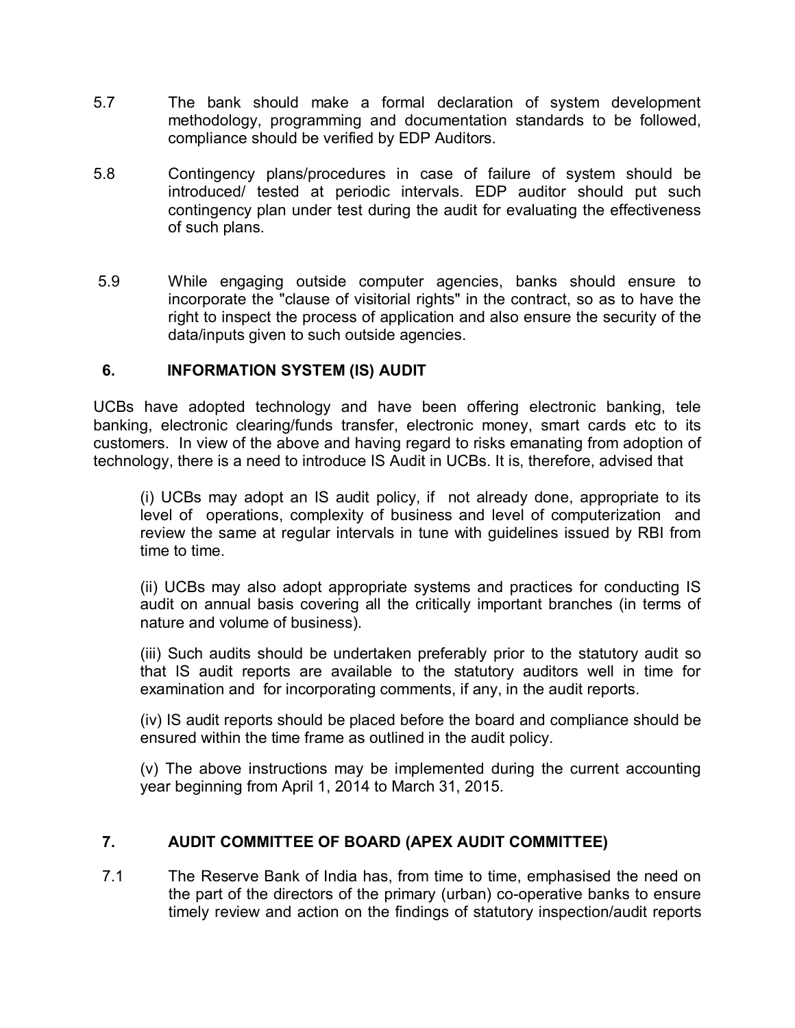5.7 The bank should make a formal declaration of system development methodology, programming and documentation standards to be followed, compliance should be verified by EDP Auditors.

5.8 Contingency plans/procedures in case of failure of system should be introduced/ tested at periodic intervals. EDP auditor should put such contingency plan under test during the audit for evaluating the effectiveness of such plans.

5.9 While engaging outside computer agencies, banks should ensure to incorporate the "clause of visitorial rights" in the contract, so as to have the right to inspect the process of application and also ensure the security of the data/inputs given to such outside agencies.

## 6. INFORMATION SYSTEM (IS) AUDIT

UCBs have adopted technology and have been offering electronic banking, tele banking, electronic clearing/funds transfer, electronic money, smart cards etc to its customers. In view of the above and having regard to risks emanating from adoption of technology, there is a need to introduce IS Audit in UCBs. It is, therefore, advised that

(i) UCBs may adopt an IS audit policy, if not already done, appropriate to its level of operations, complexity of business and level of computerization and review the same at regular intervals in tune with guidelines issued by RBI from time to time.

(ii) UCBs may also adopt appropriate systems and practices for conducting IS audit on annual basis covering all the critically important branches (in terms of nature and volume of business).

(iii) Such audits should be undertaken preferably prior to the statutory audit so that IS audit reports are available to the statutory auditors well in time for examination and for incorporating comments, if any, in the audit reports.

(iv) IS audit reports should be placed before the board and compliance should be ensured within the time frame as outlined in the audit policy.

(v) The above instructions may be implemented during the current accounting year beginning from April 1, 2014 to March 31, 2015.

## 7. AUDIT COMMITTEE OF BOARD (APEX AUDIT COMMITTEE)

7.1 The Reserve Bank of India has, from time to time, emphasised the need on the part of the directors of the primary (urban) co-operative banks to ensure timely review and action on the findings of statutory inspection/audit reports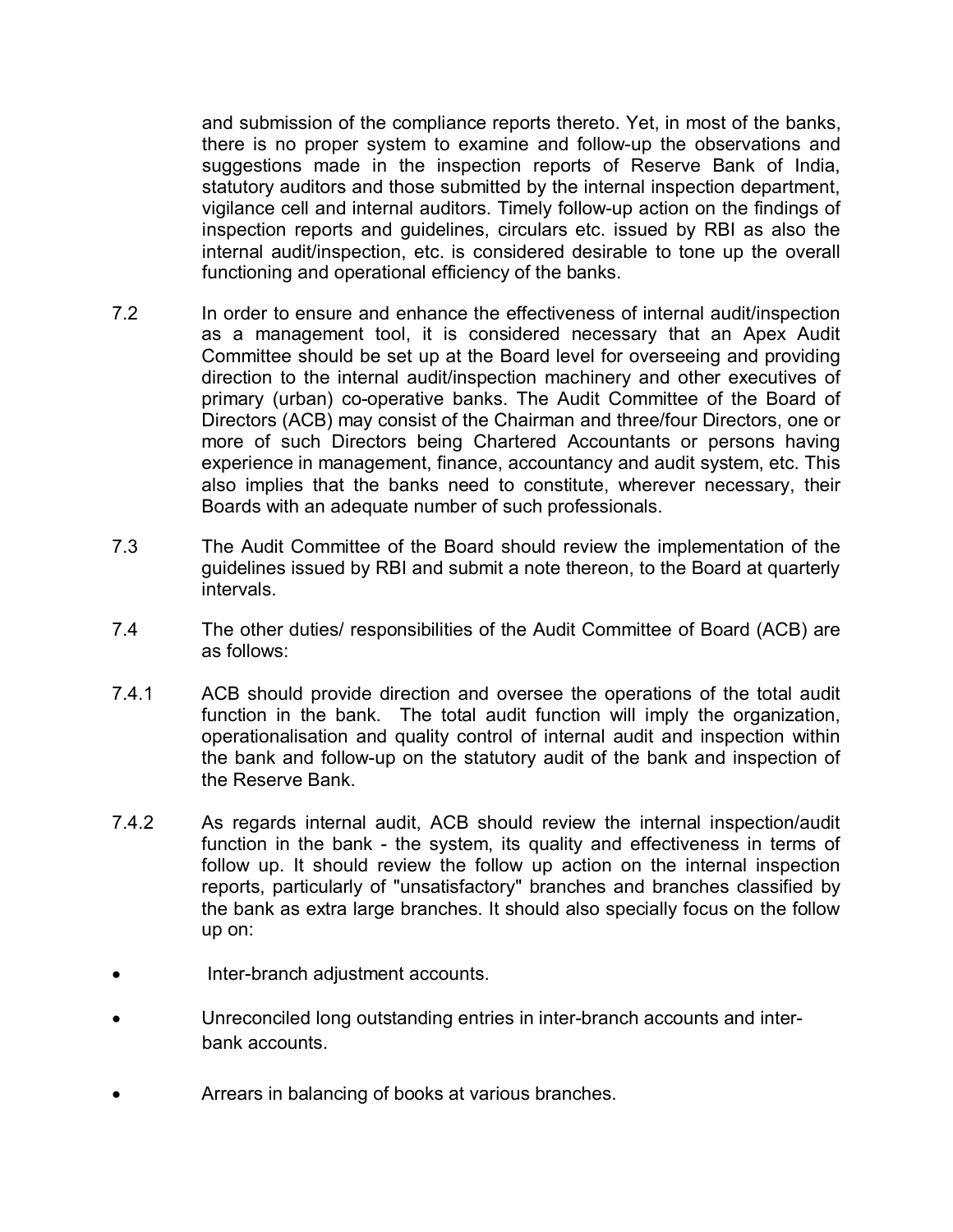and submission of the compliance reports thereto. Yet, in most of the banks, there is no proper system to examine and follow-up the observations and suggestions made in the inspection reports of Reserve Bank of India, statutory auditors and those submitted by the internal inspection department, vigilance cell and internal auditors. Timely follow-up action on the findings of inspection reports and guidelines, circulars etc. issued by RBI as also the internal audit/inspection, etc. is considered desirable to tone up the overall functioning and operational efficiency of the banks.

7.2 In order to ensure and enhance the effectiveness of internal audit/inspection as a management tool, it is considered necessary that an Apex Audit Committee should be set up at the Board level for overseeing and providing direction to the internal audit/inspection machinery and other executives of primary (urban) co-operative banks. The Audit Committee of the Board of Directors (ACB) may consist of the Chairman and three/four Directors, one or more of such Directors being Chartered Accountants or persons having experience in management, finance, accountancy and audit system, etc. This also implies that the banks need to constitute, wherever necessary, their Boards with an adequate number of such professionals.

7.3 The Audit Committee of the Board should review the implementation of the guidelines issued by RBI and submit a note thereon, to the Board at quarterly intervals.

7.4 The other duties/ responsibilities of the Audit Committee of Board (ACB) are as follows:

7.4.1 ACB should provide direction and oversee the operations of the total audit function in the bank. The total audit function will imply the organization, operationalisation and quality control of internal audit and inspection within the bank and follow-up on the statutory audit of the bank and inspection of the Reserve Bank.

7.4.2 As regards internal audit, ACB should review the internal inspection/audit function in the bank - the system, its quality and effectiveness in terms of follow up. It should review the follow up action on the internal inspection reports, particularly of "unsatisfactory" branches and branches classified by the bank as extra large branches. It should also specially focus on the follow up on:

- Inter-branch adjustment accounts.
- Unreconciled long outstanding entries in inter-branch accounts and inter-bank accounts.
- Arrears in balancing of books at various branches.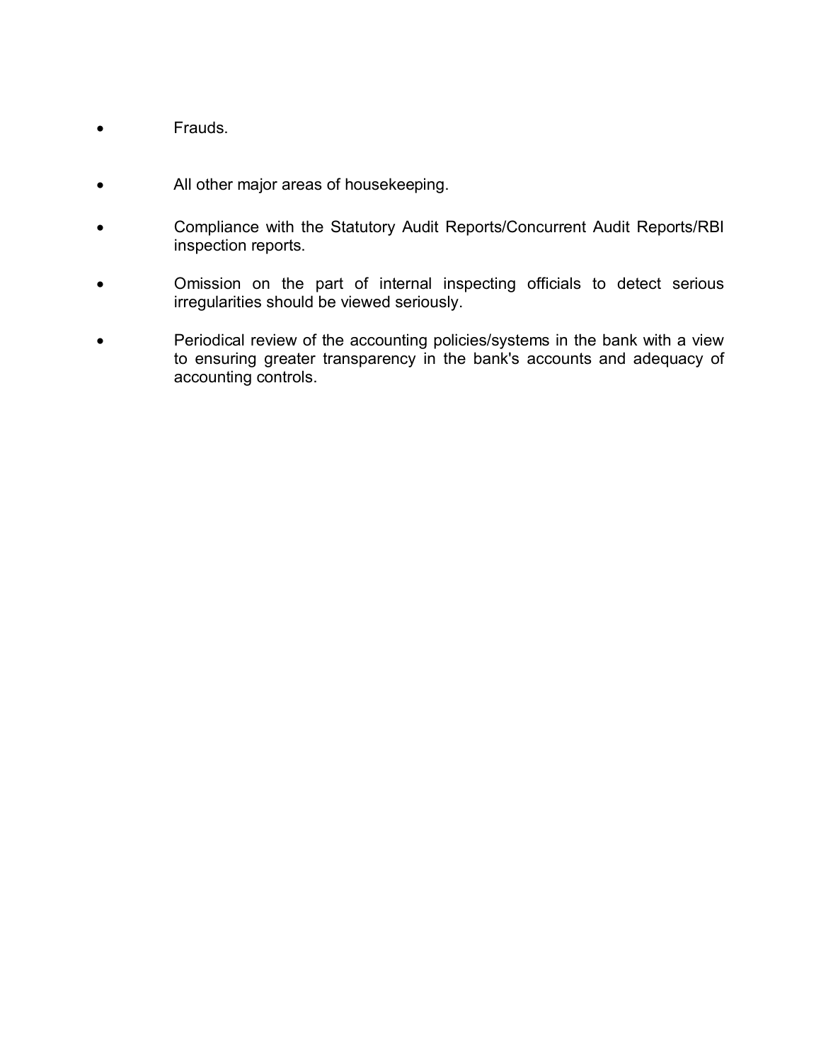- Frauds.

- All other major areas of housekeeping.

- Compliance with the Statutory Audit Reports/Concurrent Audit Reports/RBI inspection reports.

- Omission on the part of internal inspecting officials to detect serious irregularities should be viewed seriously.

- Periodical review of the accounting policies/systems in the bank with a view to ensuring greater transparency in the bank's accounts and adequacy of accounting controls.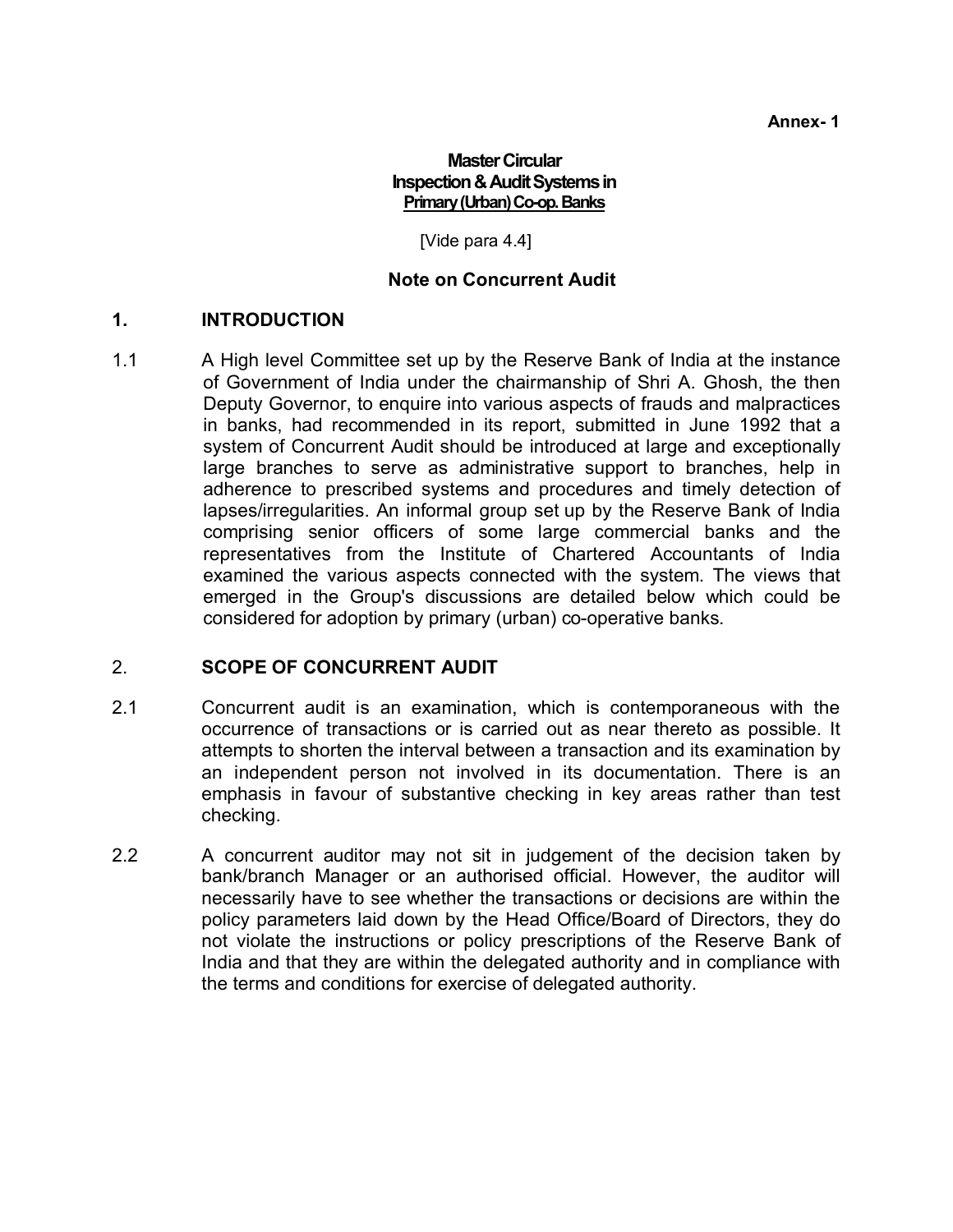**Annex- 1**

**Master Circular**
**Inspection & Audit Systems in**
**Primary (Urban) Co-op. Banks**

[Vide para 4.4]

**Note on Concurrent Audit**

## 1. INTRODUCTION

1.1 A High level Committee set up by the Reserve Bank of India at the instance of Government of India under the chairmanship of Shri A. Ghosh, the then Deputy Governor, to enquire into various aspects of frauds and malpractices in banks, had recommended in its report, submitted in June 1992 that a system of Concurrent Audit should be introduced at large and exceptionally large branches to serve as administrative support to branches, help in adherence to prescribed systems and procedures and timely detection of lapses/irregularities. An informal group set up by the Reserve Bank of India comprising senior officers of some large commercial banks and the representatives from the Institute of Chartered Accountants of India examined the various aspects connected with the system. The views that emerged in the Group's discussions are detailed below which could be considered for adoption by primary (urban) co-operative banks.

## 2. SCOPE OF CONCURRENT AUDIT

2.1 Concurrent audit is an examination, which is contemporaneous with the occurrence of transactions or is carried out as near thereto as possible. It attempts to shorten the interval between a transaction and its examination by an independent person not involved in its documentation. There is an emphasis in favour of substantive checking in key areas rather than test checking.

2.2 A concurrent auditor may not sit in judgement of the decision taken by bank/branch Manager or an authorised official. However, the auditor will necessarily have to see whether the transactions or decisions are within the policy parameters laid down by the Head Office/Board of Directors, they do not violate the instructions or policy prescriptions of the Reserve Bank of India and that they are within the delegated authority and in compliance with the terms and conditions for exercise of delegated authority.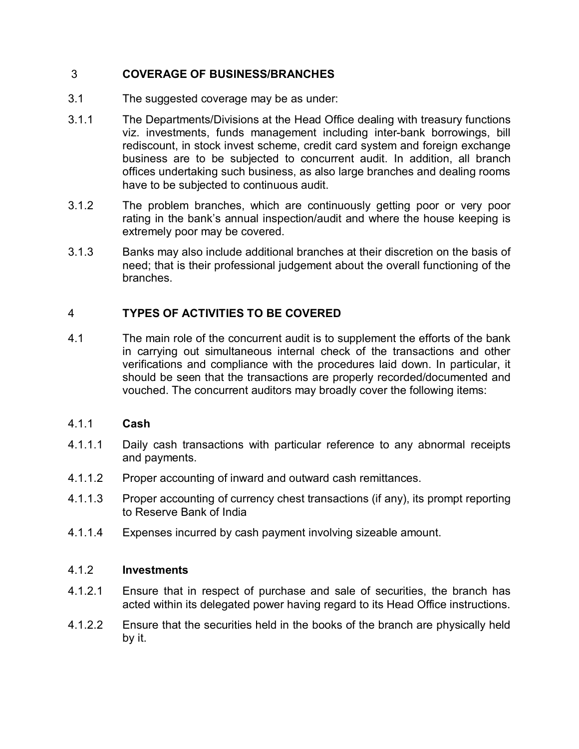## 3 COVERAGE OF BUSINESS/BRANCHES

3.1 The suggested coverage may be as under:

3.1.1 The Departments/Divisions at the Head Office dealing with treasury functions viz. investments, funds management including inter-bank borrowings, bill rediscount, in stock invest scheme, credit card system and foreign exchange business are to be subjected to concurrent audit. In addition, all branch offices undertaking such business, as also large branches and dealing rooms have to be subjected to continuous audit.

3.1.2 The problem branches, which are continuously getting poor or very poor rating in the bank's annual inspection/audit and where the house keeping is extremely poor may be covered.

3.1.3 Banks may also include additional branches at their discretion on the basis of need; that is their professional judgement about the overall functioning of the branches.

## 4 TYPES OF ACTIVITIES TO BE COVERED

4.1 The main role of the concurrent audit is to supplement the efforts of the bank in carrying out simultaneous internal check of the transactions and other verifications and compliance with the procedures laid down. In particular, it should be seen that the transactions are properly recorded/documented and vouched. The concurrent auditors may broadly cover the following items:

### 4.1.1 Cash

4.1.1.1 Daily cash transactions with particular reference to any abnormal receipts and payments.

4.1.1.2 Proper accounting of inward and outward cash remittances.

4.1.1.3 Proper accounting of currency chest transactions (if any), its prompt reporting to Reserve Bank of India

4.1.1.4 Expenses incurred by cash payment involving sizeable amount.

### 4.1.2 Investments

4.1.2.1 Ensure that in respect of purchase and sale of securities, the branch has acted within its delegated power having regard to its Head Office instructions.

4.1.2.2 Ensure that the securities held in the books of the branch are physically held by it.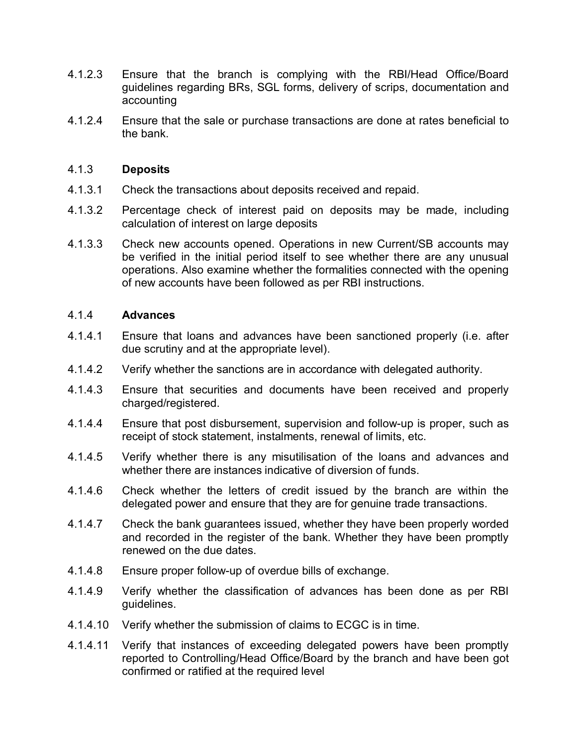4.1.2.3 Ensure that the branch is complying with the RBI/Head Office/Board guidelines regarding BRs, SGL forms, delivery of scrips, documentation and accounting

4.1.2.4 Ensure that the sale or purchase transactions are done at rates beneficial to the bank.

### 4.1.3 **Deposits**

4.1.3.1 Check the transactions about deposits received and repaid.

4.1.3.2 Percentage check of interest paid on deposits may be made, including calculation of interest on large deposits

4.1.3.3 Check new accounts opened. Operations in new Current/SB accounts may be verified in the initial period itself to see whether there are any unusual operations. Also examine whether the formalities connected with the opening of new accounts have been followed as per RBI instructions.

### 4.1.4 **Advances**

4.1.4.1 Ensure that loans and advances have been sanctioned properly (i.e. after due scrutiny and at the appropriate level).

4.1.4.2 Verify whether the sanctions are in accordance with delegated authority.

4.1.4.3 Ensure that securities and documents have been received and properly charged/registered.

4.1.4.4 Ensure that post disbursement, supervision and follow-up is proper, such as receipt of stock statement, instalments, renewal of limits, etc.

4.1.4.5 Verify whether there is any misutilisation of the loans and advances and whether there are instances indicative of diversion of funds.

4.1.4.6 Check whether the letters of credit issued by the branch are within the delegated power and ensure that they are for genuine trade transactions.

4.1.4.7 Check the bank guarantees issued, whether they have been properly worded and recorded in the register of the bank. Whether they have been promptly renewed on the due dates.

4.1.4.8 Ensure proper follow-up of overdue bills of exchange.

4.1.4.9 Verify whether the classification of advances has been done as per RBI guidelines.

4.1.4.10 Verify whether the submission of claims to ECGC is in time.

4.1.4.11 Verify that instances of exceeding delegated powers have been promptly reported to Controlling/Head Office/Board by the branch and have been got confirmed or ratified at the required level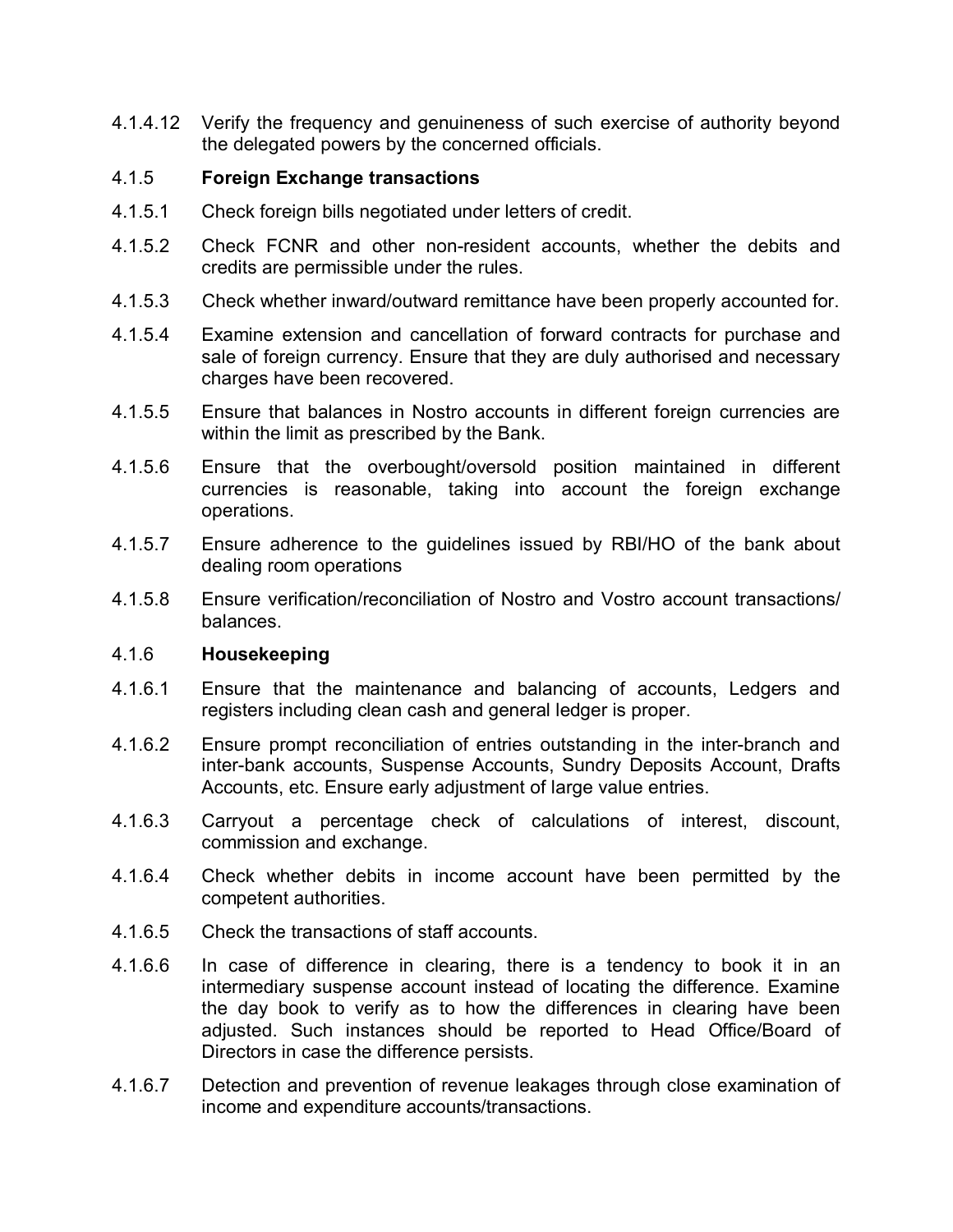4.1.4.12 Verify the frequency and genuineness of such exercise of authority beyond the delegated powers by the concerned officials.

### 4.1.5 **Foreign Exchange transactions**

4.1.5.1 Check foreign bills negotiated under letters of credit.

4.1.5.2 Check FCNR and other non-resident accounts, whether the debits and credits are permissible under the rules.

4.1.5.3 Check whether inward/outward remittance have been properly accounted for.

4.1.5.4 Examine extension and cancellation of forward contracts for purchase and sale of foreign currency. Ensure that they are duly authorised and necessary charges have been recovered.

4.1.5.5 Ensure that balances in Nostro accounts in different foreign currencies are within the limit as prescribed by the Bank.

4.1.5.6 Ensure that the overbought/oversold position maintained in different currencies is reasonable, taking into account the foreign exchange operations.

4.1.5.7 Ensure adherence to the guidelines issued by RBI/HO of the bank about dealing room operations

4.1.5.8 Ensure verification/reconciliation of Nostro and Vostro account transactions/ balances.

### 4.1.6 **Housekeeping**

4.1.6.1 Ensure that the maintenance and balancing of accounts, Ledgers and registers including clean cash and general ledger is proper.

4.1.6.2 Ensure prompt reconciliation of entries outstanding in the inter-branch and inter-bank accounts, Suspense Accounts, Sundry Deposits Account, Drafts Accounts, etc. Ensure early adjustment of large value entries.

4.1.6.3 Carryout a percentage check of calculations of interest, discount, commission and exchange.

4.1.6.4 Check whether debits in income account have been permitted by the competent authorities.

4.1.6.5 Check the transactions of staff accounts.

4.1.6.6 In case of difference in clearing, there is a tendency to book it in an intermediary suspense account instead of locating the difference. Examine the day book to verify as to how the differences in clearing have been adjusted. Such instances should be reported to Head Office/Board of Directors in case the difference persists.

4.1.6.7 Detection and prevention of revenue leakages through close examination of income and expenditure accounts/transactions.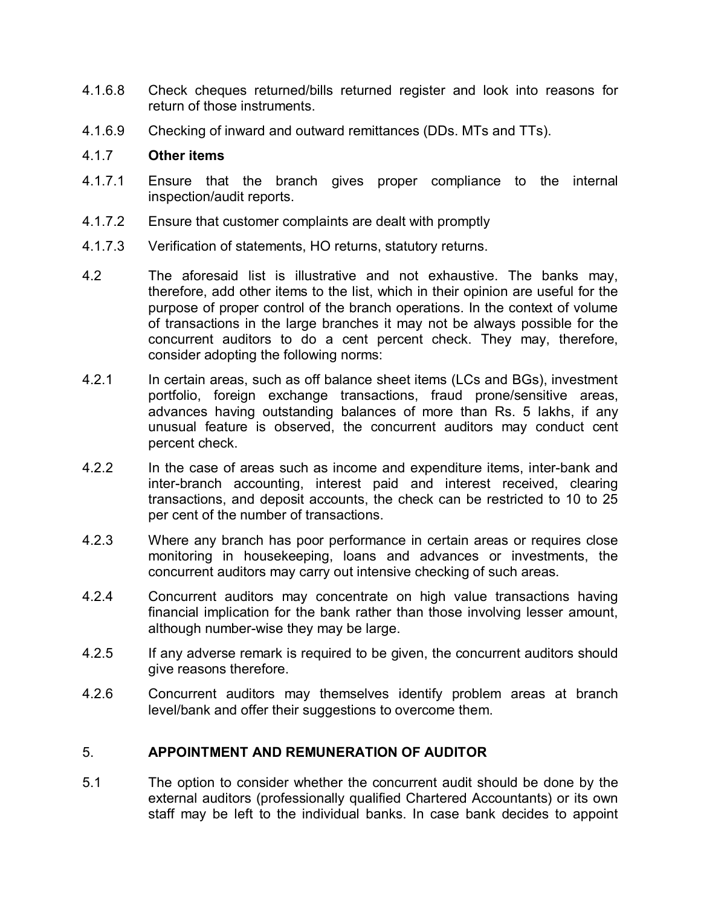4.1.6.8 Check cheques returned/bills returned register and look into reasons for return of those instruments.

4.1.6.9 Checking of inward and outward remittances (DDs. MTs and TTs).

4.1.7 **Other items**

4.1.7.1 Ensure that the branch gives proper compliance to the internal inspection/audit reports.

4.1.7.2 Ensure that customer complaints are dealt with promptly

4.1.7.3 Verification of statements, HO returns, statutory returns.

4.2 The aforesaid list is illustrative and not exhaustive. The banks may, therefore, add other items to the list, which in their opinion are useful for the purpose of proper control of the branch operations. In the context of volume of transactions in the large branches it may not be always possible for the concurrent auditors to do a cent percent check. They may, therefore, consider adopting the following norms:

4.2.1 In certain areas, such as off balance sheet items (LCs and BGs), investment portfolio, foreign exchange transactions, fraud prone/sensitive areas, advances having outstanding balances of more than Rs. 5 lakhs, if any unusual feature is observed, the concurrent auditors may conduct cent percent check.

4.2.2 In the case of areas such as income and expenditure items, inter-bank and inter-branch accounting, interest paid and interest received, clearing transactions, and deposit accounts, the check can be restricted to 10 to 25 per cent of the number of transactions.

4.2.3 Where any branch has poor performance in certain areas or requires close monitoring in housekeeping, loans and advances or investments, the concurrent auditors may carry out intensive checking of such areas.

4.2.4 Concurrent auditors may concentrate on high value transactions having financial implication for the bank rather than those involving lesser amount, although number-wise they may be large.

4.2.5 If any adverse remark is required to be given, the concurrent auditors should give reasons therefore.

4.2.6 Concurrent auditors may themselves identify problem areas at branch level/bank and offer their suggestions to overcome them.

## 5. APPOINTMENT AND REMUNERATION OF AUDITOR

5.1 The option to consider whether the concurrent audit should be done by the external auditors (professionally qualified Chartered Accountants) or its own staff may be left to the individual banks. In case bank decides to appoint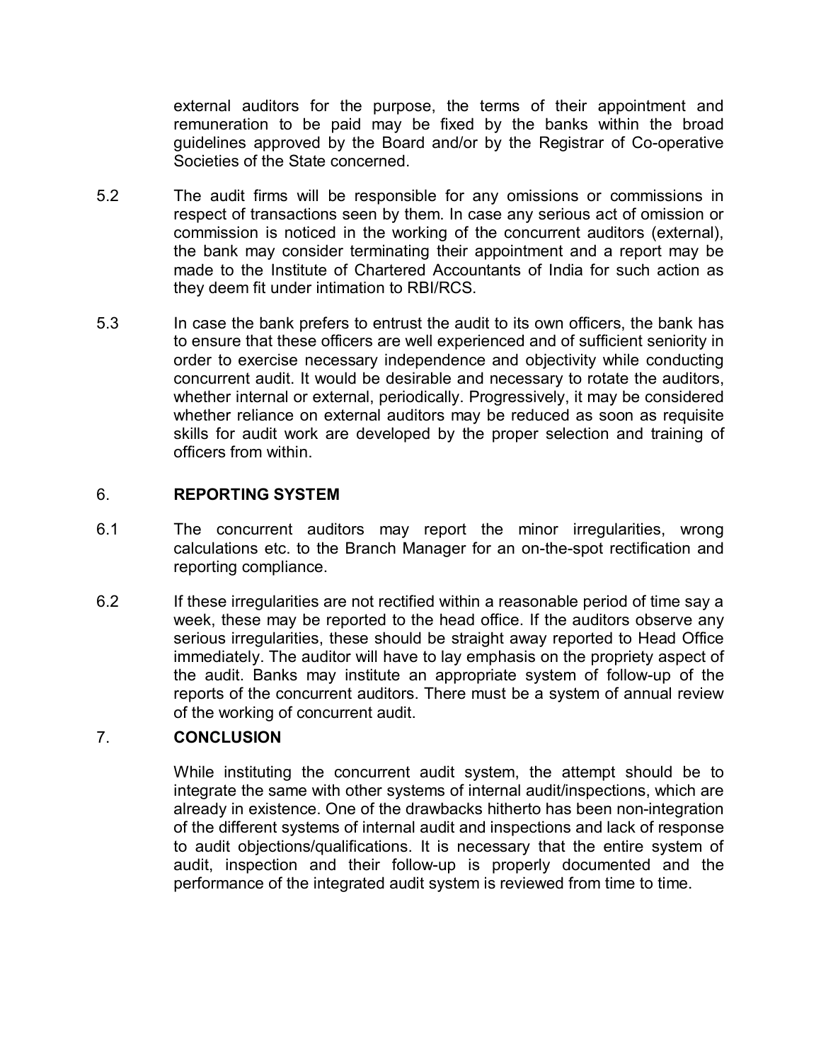external auditors for the purpose, the terms of their appointment and remuneration to be paid may be fixed by the banks within the broad guidelines approved by the Board and/or by the Registrar of Co-operative Societies of the State concerned.

5.2 The audit firms will be responsible for any omissions or commissions in respect of transactions seen by them. In case any serious act of omission or commission is noticed in the working of the concurrent auditors (external), the bank may consider terminating their appointment and a report may be made to the Institute of Chartered Accountants of India for such action as they deem fit under intimation to RBI/RCS.

5.3 In case the bank prefers to entrust the audit to its own officers, the bank has to ensure that these officers are well experienced and of sufficient seniority in order to exercise necessary independence and objectivity while conducting concurrent audit. It would be desirable and necessary to rotate the auditors, whether internal or external, periodically. Progressively, it may be considered whether reliance on external auditors may be reduced as soon as requisite skills for audit work are developed by the proper selection and training of officers from within.

## 6. REPORTING SYSTEM

6.1 The concurrent auditors may report the minor irregularities, wrong calculations etc. to the Branch Manager for an on-the-spot rectification and reporting compliance.

6.2 If these irregularities are not rectified within a reasonable period of time say a week, these may be reported to the head office. If the auditors observe any serious irregularities, these should be straight away reported to Head Office immediately. The auditor will have to lay emphasis on the propriety aspect of the audit. Banks may institute an appropriate system of follow-up of the reports of the concurrent auditors. There must be a system of annual review of the working of concurrent audit.

## 7. CONCLUSION

While instituting the concurrent audit system, the attempt should be to integrate the same with other systems of internal audit/inspections, which are already in existence. One of the drawbacks hitherto has been non-integration of the different systems of internal audit and inspections and lack of response to audit objections/qualifications. It is necessary that the entire system of audit, inspection and their follow-up is properly documented and the performance of the integrated audit system is reviewed from time to time.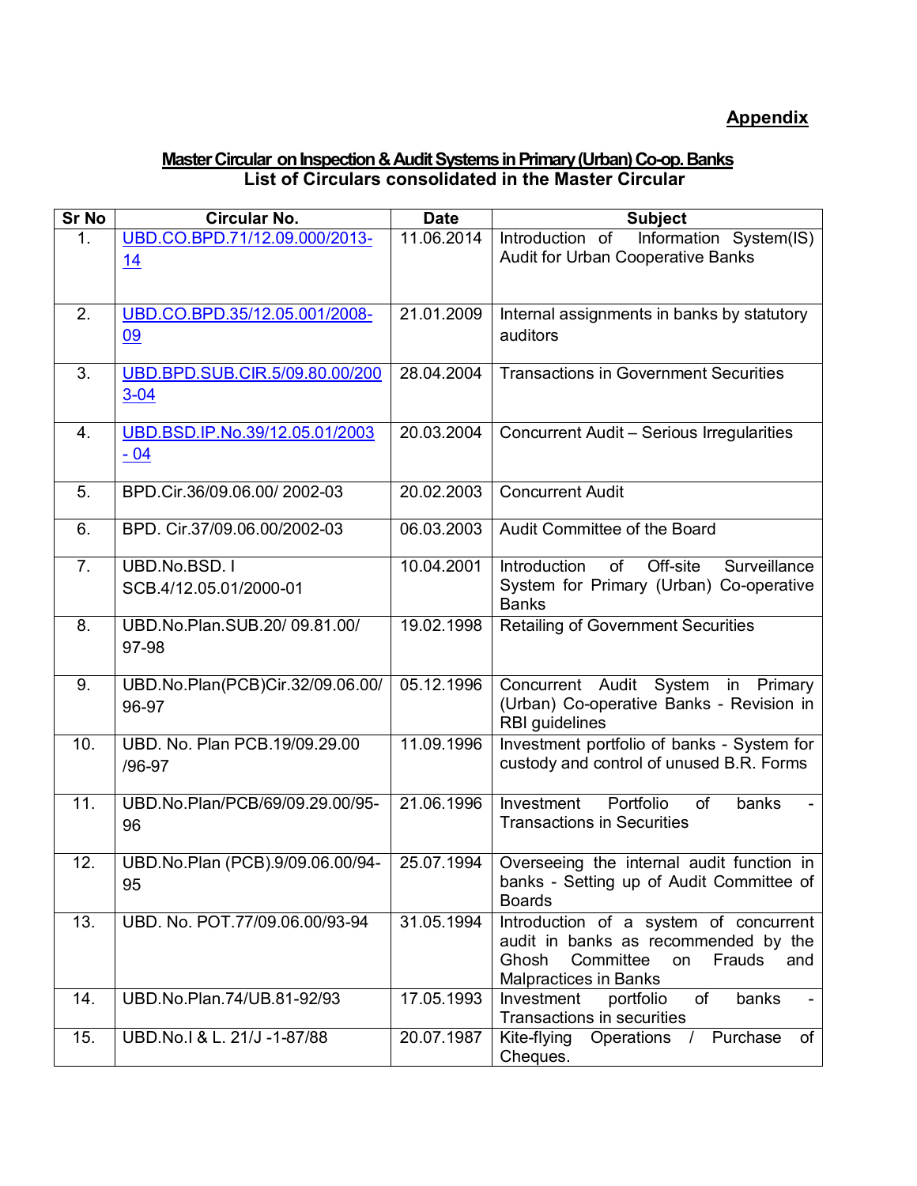**Appendix**

**Master Circular on Inspection & Audit Systems in Primary (Urban) Co-op. Banks**
**List of Circulars consolidated in the Master Circular**

| Sr No | Circular No. | Date | Subject |
|---|---|---|---|
| 1. | UBD.CO.BPD.71/12.09.000/2013-14 | 11.06.2014 | Introduction of Information System(IS) Audit for Urban Cooperative Banks |
| 2. | UBD.CO.BPD.35/12.05.001/2008-09 | 21.01.2009 | Internal assignments in banks by statutory auditors |
| 3. | UBD.BPD.SUB.CIR.5/09.80.00/2003-04 | 28.04.2004 | Transactions in Government Securities |
| 4. | UBD.BSD.IP.No.39/12.05.01/2003 - 04 | 20.03.2004 | Concurrent Audit – Serious Irregularities |
| 5. | BPD.Cir.36/09.06.00/ 2002-03 | 20.02.2003 | Concurrent Audit |
| 6. | BPD. Cir.37/09.06.00/2002-03 | 06.03.2003 | Audit Committee of the Board |
| 7. | UBD.No.BSD. I SCB.4/12.05.01/2000-01 | 10.04.2001 | Introduction of Off-site Surveillance System for Primary (Urban) Co-operative Banks |
| 8. | UBD.No.Plan.SUB.20/ 09.81.00/ 97-98 | 19.02.1998 | Retailing of Government Securities |
| 9. | UBD.No.Plan(PCB)Cir.32/09.06.00/ 96-97 | 05.12.1996 | Concurrent Audit System in Primary (Urban) Co-operative Banks - Revision in RBI guidelines |
| 10. | UBD. No. Plan PCB.19/09.29.00 /96-97 | 11.09.1996 | Investment portfolio of banks - System for custody and control of unused B.R. Forms |
| 11. | UBD.No.Plan/PCB/69/09.29.00/95-96 | 21.06.1996 | Investment Portfolio of banks - Transactions in Securities |
| 12. | UBD.No.Plan (PCB).9/09.06.00/94-95 | 25.07.1994 | Overseeing the internal audit function in banks - Setting up of Audit Committee of Boards |
| 13. | UBD. No. POT.77/09.06.00/93-94 | 31.05.1994 | Introduction of a system of concurrent audit in banks as recommended by the Ghosh Committee on Frauds and Malpractices in Banks |
| 14. | UBD.No.Plan.74/UB.81-92/93 | 17.05.1993 | Investment portfolio of banks - Transactions in securities |
| 15. | UBD.No.I & L. 21/J -1-87/88 | 20.07.1987 | Kite-flying Operations / Purchase of Cheques. |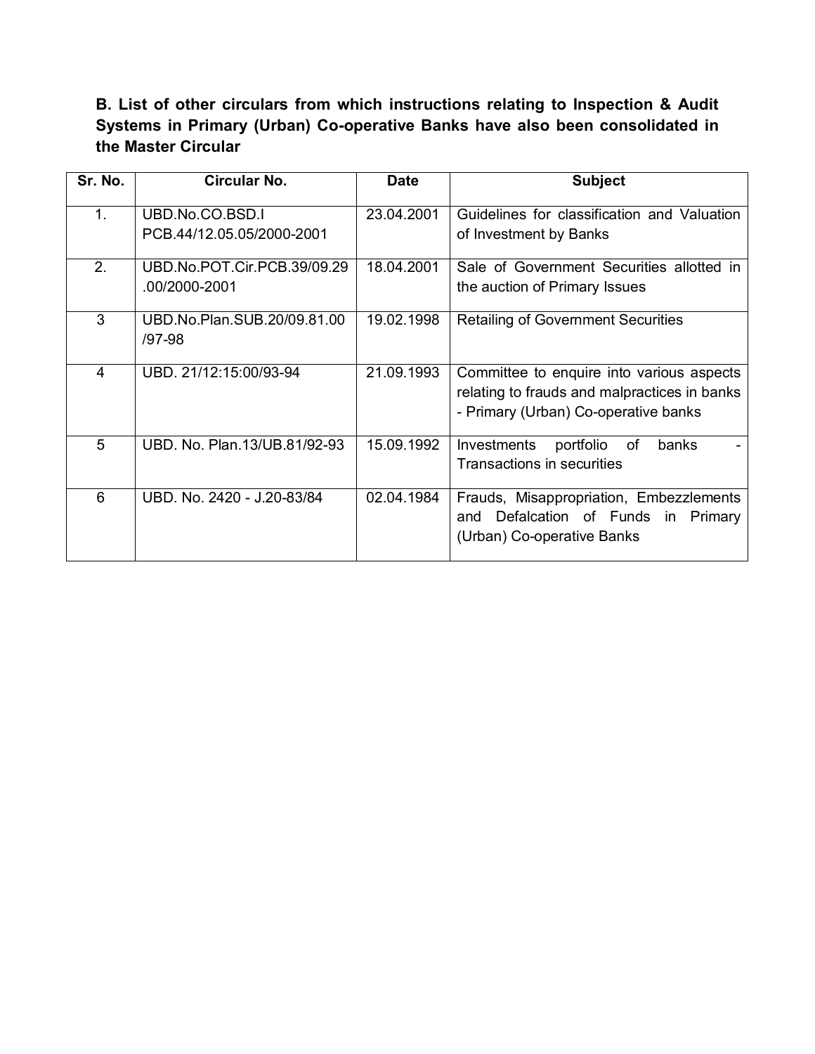**B. List of other circulars from which instructions relating to Inspection & Audit Systems in Primary (Urban) Co-operative Banks have also been consolidated in the Master Circular**

| Sr. No. | Circular No. | Date | Subject |
|---|---|---|---|
| 1. | UBD.No.CO.BSD.I PCB.44/12.05.05/2000-2001 | 23.04.2001 | Guidelines for classification and Valuation of Investment by Banks |
| 2. | UBD.No.POT.Cir.PCB.39/09.29.00/2000-2001 | 18.04.2001 | Sale of Government Securities allotted in the auction of Primary Issues |
| 3 | UBD.No.Plan.SUB.20/09.81.00/97-98 | 19.02.1998 | Retailing of Government Securities |
| 4 | UBD. 21/12:15:00/93-94 | 21.09.1993 | Committee to enquire into various aspects relating to frauds and malpractices in banks - Primary (Urban) Co-operative banks |
| 5 | UBD. No. Plan.13/UB.81/92-93 | 15.09.1992 | Investments portfolio of banks - Transactions in securities |
| 6 | UBD. No. 2420 - J.20-83/84 | 02.04.1984 | Frauds, Misappropriation, Embezzlements and Defalcation of Funds in Primary (Urban) Co-operative Banks |